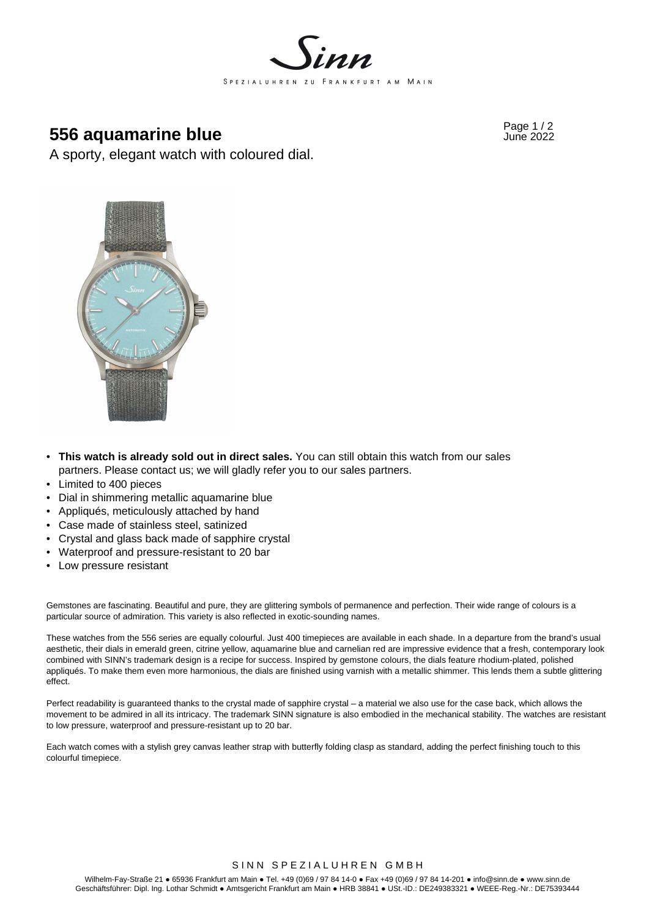# 556 aquamarine blue

June 2022

A sporty, elegant watch with coloured dial.

- **This watch is already sold out in direct sales.** You can still obtain this watch from our sales partners. Please contact us; we will gladly refer you to our sales partners.
- Limited to 400 pieces
- Dial in shimmering metallic aquamarine blue
- Appliqués, meticulously attached by hand
- Case made of stainless steel, satinized
- Crystal and glass back made of sapphire crystal
- Waterproof and pressure-resistant to 20 bar
- Low pressure resistant

Gemstones are fascinating. Beautiful and pure, they are glittering symbols of permanence and perfection. Their wide range of colours is a particular source of admiration. This variety is also reflected in exotic-sounding names.

These watches from the 556 series are equally colourful. Just 400 timepieces are available in each shade. In a departure from the brand's usual aesthetic, their dials in emerald green, citrine yellow, aquamarine blue and carnelian red are impressive evidence that a fresh, contemporary look combined with SINN's trademark design is a recipe for success. Inspired by gemstone colours, the dials feature rhodium-plated, polished appliqués. To make them even more harmonious, the dials are finished using varnish with a metallic shimmer. This lends them a subtle glittering effect.

Perfect readability is guaranteed thanks to the crystal made of sapphire crystal – a material we also use for the case back, which allows the movement to be admired in all its intricacy. The trademark SINN signature is also embodied in the mechanical stability. The watches are resistant to low pressure, waterproof and pressure-resistant up to 20 bar.

Each watch comes with a stylish grey canvas leather strap with butterfly folding clasp as standard, adding the perfect finishing touch to this colourful timepiece.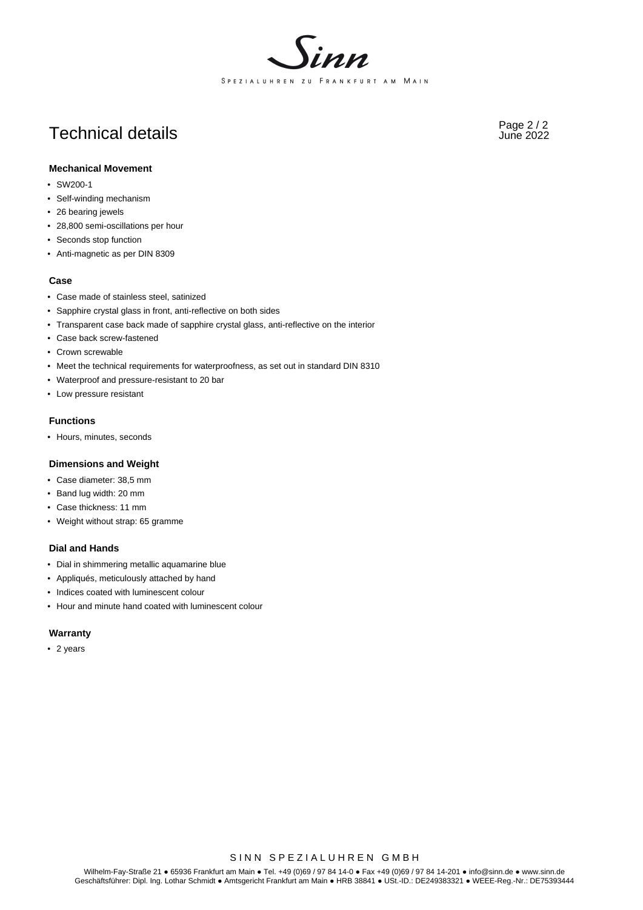# Technical details

### Mechanical Movement

- SW200-1
- Self-winding mechanism
- 26 bearing jewels
- 28,800 semi-oscillations per hour
- Seconds stop function
- Anti-magnetic as per DIN 8309

### Case

- Case made of stainless steel, satinized
- Sapphire crystal glass in front, anti-reflective on both sides
- Transparent case back made of sapphire crystal glass, anti-reflective on the interior
- Case back screw-fastened
- Crown screwable
- Meet the technical requirements for waterproofness, as set out in standard DIN 8310
- Waterproof and pressure-resistant to 20 bar
- Low pressure resistant

### Functions

- Hours, minutes, seconds

### Dimensions and Weight

- Case diameter: 38,5 mm
- Band lug width: 20 mm
- Case thickness: 11 mm
- Weight without strap: 65 gramme

### Dial and Hands

- Dial in shimmering metallic aquamarine blue
- Appliqués, meticulously attached by hand
- Indices coated with luminescent colour
- Hour and minute hand coated with luminescent colour

### Warranty

- 2 years